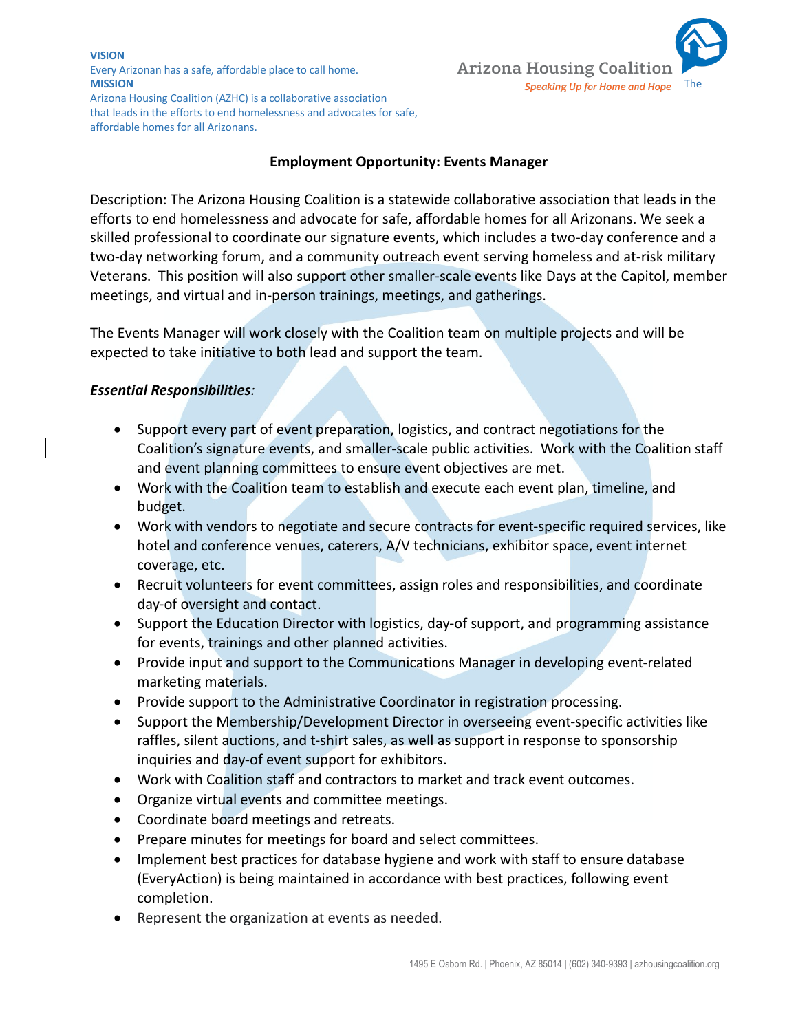**VISION**
Every Arizonan has a safe, affordable place to call home.
**MISSION**
Arizona Housing Coalition (AZHC) is a collaborative association that leads in the efforts to end homelessness and advocates for safe, affordable homes for all Arizonans.

The Arizona Housing Coalition
*Speaking Up for Home and Hope*

## Employment Opportunity: Events Manager

Description: The Arizona Housing Coalition is a statewide collaborative association that leads in the efforts to end homelessness and advocate for safe, affordable homes for all Arizonans. We seek a skilled professional to coordinate our signature events, which includes a two-day conference and a two-day networking forum, and a community outreach event serving homeless and at-risk military Veterans. This position will also support other smaller-scale events like Days at the Capitol, member meetings, and virtual and in-person trainings, meetings, and gatherings.

The Events Manager will work closely with the Coalition team on multiple projects and will be expected to take initiative to both lead and support the team.

***Essential Responsibilities:***

- Support every part of event preparation, logistics, and contract negotiations for the Coalition's signature events, and smaller-scale public activities. Work with the Coalition staff and event planning committees to ensure event objectives are met.
- Work with the Coalition team to establish and execute each event plan, timeline, and budget.
- Work with vendors to negotiate and secure contracts for event-specific required services, like hotel and conference venues, caterers, A/V technicians, exhibitor space, event internet coverage, etc.
- Recruit volunteers for event committees, assign roles and responsibilities, and coordinate day-of oversight and contact.
- Support the Education Director with logistics, day-of support, and programming assistance for events, trainings and other planned activities.
- Provide input and support to the Communications Manager in developing event-related marketing materials.
- Provide support to the Administrative Coordinator in registration processing.
- Support the Membership/Development Director in overseeing event-specific activities like raffles, silent auctions, and t-shirt sales, as well as support in response to sponsorship inquiries and day-of event support for exhibitors.
- Work with Coalition staff and contractors to market and track event outcomes.
- Organize virtual events and committee meetings.
- Coordinate board meetings and retreats.
- Prepare minutes for meetings for board and select committees.
- Implement best practices for database hygiene and work with staff to ensure database (EveryAction) is being maintained in accordance with best practices, following event completion.
- Represent the organization at events as needed.

1495 E Osborn Rd. | Phoenix, AZ 85014 | (602) 340-9393 | azhousingcoalition.org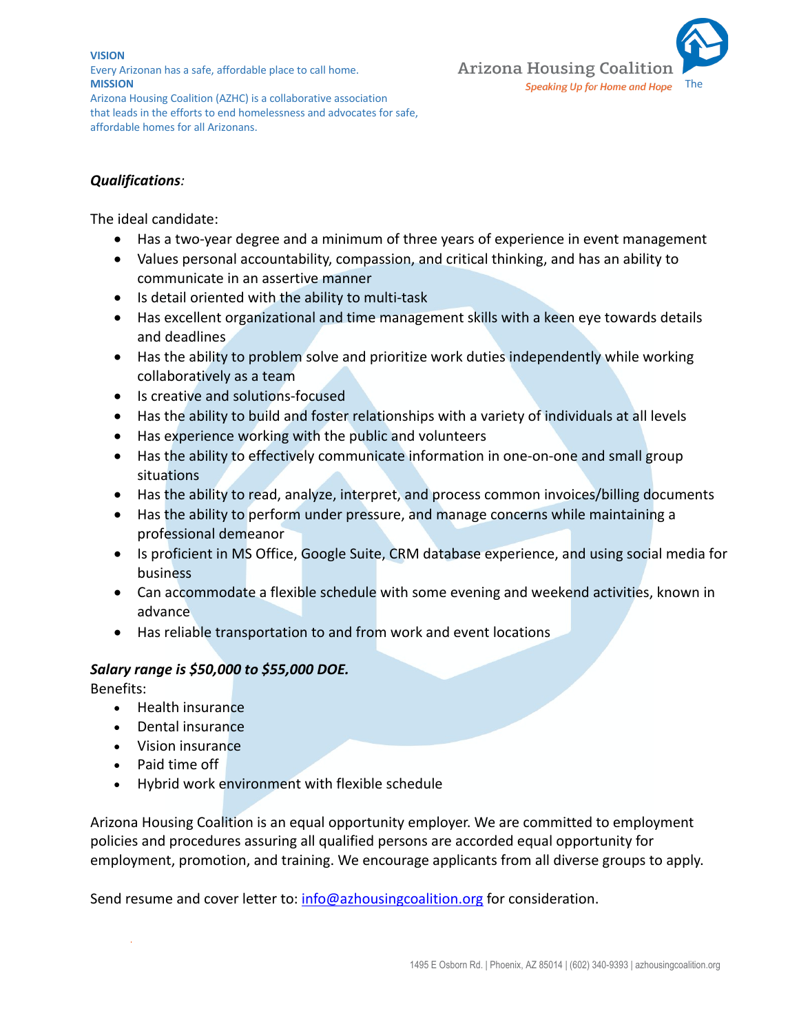**VISION**
Every Arizonan has a safe, affordable place to call home.
**MISSION**
Arizona Housing Coalition (AZHC) is a collaborative association that leads in the efforts to end homelessness and advocates for safe, affordable homes for all Arizonans.

***Qualifications:***

The ideal candidate:

- Has a two-year degree and a minimum of three years of experience in event management
- Values personal accountability, compassion, and critical thinking, and has an ability to communicate in an assertive manner
- Is detail oriented with the ability to multi-task
- Has excellent organizational and time management skills with a keen eye towards details and deadlines
- Has the ability to problem solve and prioritize work duties independently while working collaboratively as a team
- Is creative and solutions-focused
- Has the ability to build and foster relationships with a variety of individuals at all levels
- Has experience working with the public and volunteers
- Has the ability to effectively communicate information in one-on-one and small group situations
- Has the ability to read, analyze, interpret, and process common invoices/billing documents
- Has the ability to perform under pressure, and manage concerns while maintaining a professional demeanor
- Is proficient in MS Office, Google Suite, CRM database experience, and using social media for business
- Can accommodate a flexible schedule with some evening and weekend activities, known in advance
- Has reliable transportation to and from work and event locations

***Salary range is $50,000 to $55,000 DOE.***

Benefits:

- Health insurance
- Dental insurance
- Vision insurance
- Paid time off
- Hybrid work environment with flexible schedule

Arizona Housing Coalition is an equal opportunity employer. We are committed to employment policies and procedures assuring all qualified persons are accorded equal opportunity for employment, promotion, and training. We encourage applicants from all diverse groups to apply.

Send resume and cover letter to: info@azhousingcoalition.org for consideration.